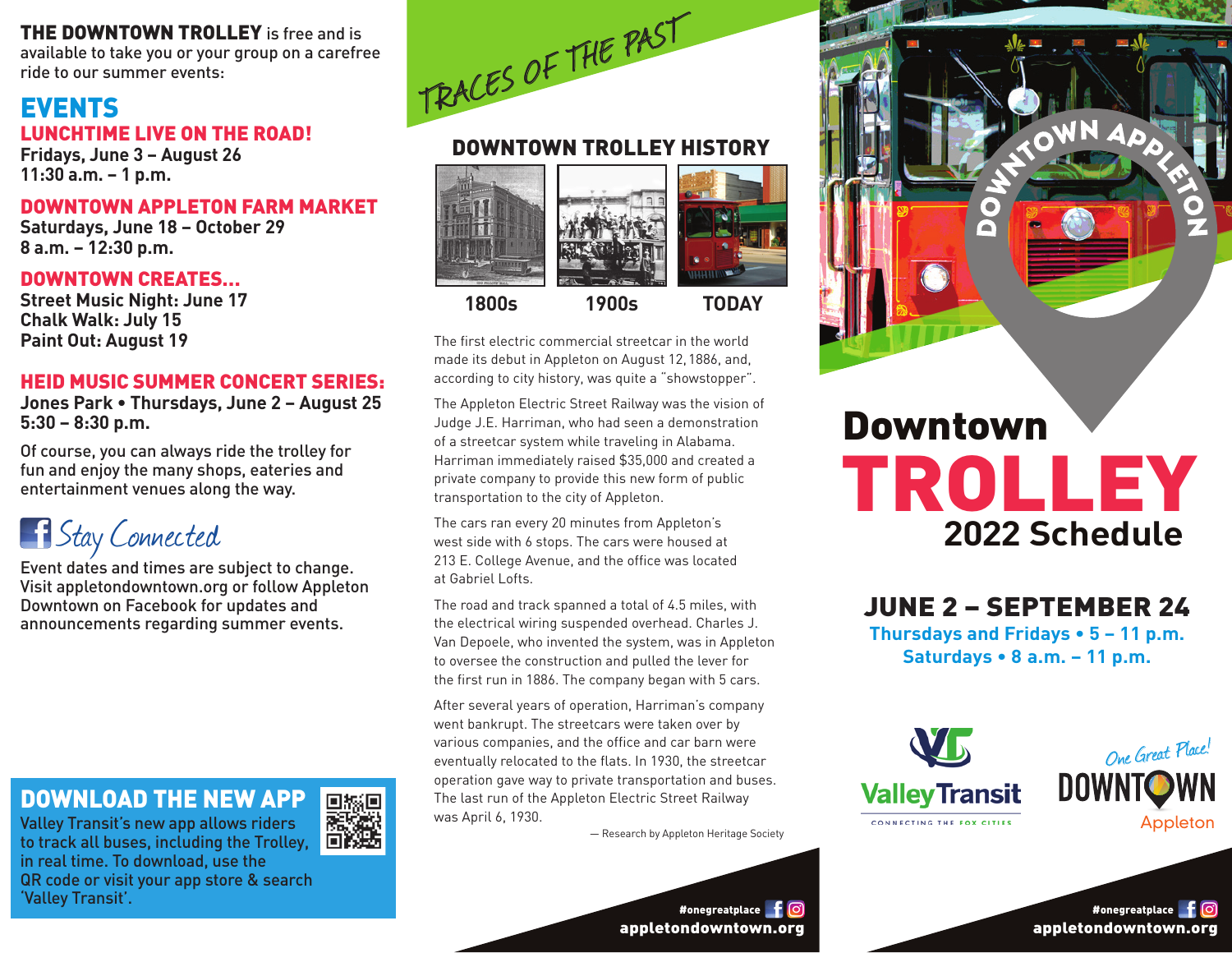**THE DOWNTOWN TROLLEY** is free and is available to take you or your group on a carefree ride to our summer events:

## EVENTS

### LUNCHTIME LIVE ON THE ROAD!

**Fridays, June 3 – August 26**
**11:30 a.m. – 1 p.m.**

### DOWNTOWN APPLETON FARM MARKET

**Saturdays, June 18 – October 29**
**8 a.m. – 12:30 p.m.**

### DOWNTOWN CREATES...

**Street Music Night: June 17**
**Chalk Walk: July 15**
**Paint Out: August 19**

### HEID MUSIC SUMMER CONCERT SERIES:

**Jones Park • Thursdays, June 2 – August 25**
**5:30 – 8:30 p.m.**

Of course, you can always ride the trolley for fun and enjoy the many shops, eateries and entertainment venues along the way.

*Stay Connected*

Event dates and times are subject to change. Visit appletondowntown.org or follow Appleton Downtown on Facebook for updates and announcements regarding summer events.

## DOWNLOAD THE NEW APP

Valley Transit's new app allows riders to track all buses, including the Trolley, in real time. To download, use the QR code or visit your app store & search 'Valley Transit'.

*TRACES OF THE PAST*

## DOWNTOWN TROLLEY HISTORY

1800s — 1900s — TODAY

The first electric commercial streetcar in the world made its debut in Appleton on August 12, 1886, and, according to city history, was quite a "showstopper".

The Appleton Electric Street Railway was the vision of Judge J.E. Harriman, who had seen a demonstration of a streetcar system while traveling in Alabama. Harriman immediately raised $35,000 and created a private company to provide this new form of public transportation to the city of Appleton.

The cars ran every 20 minutes from Appleton's west side with 6 stops. The cars were housed at 213 E. College Avenue, and the office was located at Gabriel Lofts.

The road and track spanned a total of 4.5 miles, with the electrical wiring suspended overhead. Charles J. Van Depoele, who invented the system, was in Appleton to oversee the construction and pulled the lever for the first run in 1886. The company began with 5 cars.

After several years of operation, Harriman's company went bankrupt. The streetcars were taken over by various companies, and the office and car barn were eventually relocated to the flats. In 1930, the streetcar operation gave way to private transportation and buses. The last run of the Appleton Electric Street Railway was April 6, 1930.

— Research by Appleton Heritage Society

#onegreatplace
**appletondowntown.org**

DOWNTOWN APPLETON

# Downtown TROLLEY

## 2022 Schedule

## JUNE 2 – SEPTEMBER 24

**Thursdays and Fridays • 5 – 11 p.m.**
**Saturdays • 8 a.m. – 11 p.m.**

Valley Transit — CONNECTING THE FOX CITIES

*One Great Place!* DOWNTOWN Appleton

#onegreatplace
**appletondowntown.org**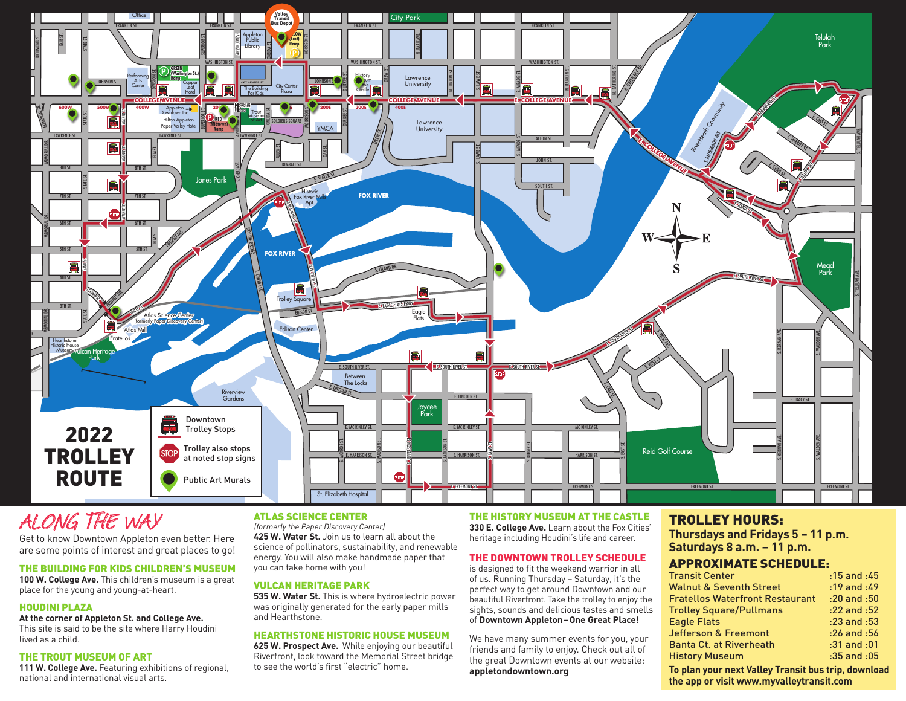# 2022 TROLLEY ROUTE

Downtown Trolley Stops

Trolley also stops at noted stop signs

Public Art Murals

## ALONG THE WAY

Get to know Downtown Appleton even better. Here are some points of interest and great places to go!

### THE BUILDING FOR KIDS CHILDREN'S MUSEUM

**100 W. College Ave.** This children's museum is a great place for the young and young-at-heart.

### HOUDINI PLAZA

**At the corner of Appleton St. and College Ave.** This site is said to be the site where Harry Houdini lived as a child.

### THE TROUT MUSEUM OF ART

**111 W. College Ave.** Featuring exhibitions of regional, national and international visual arts.

### ATLAS SCIENCE CENTER

*(formerly the Paper Discovery Center)*

**425 W. Water St.** Join us to learn all about the science of pollinators, sustainability, and renewable energy. You will also make handmade paper that you can take home with you!

### VULCAN HERITAGE PARK

**535 W. Water St.** This is where hydroelectric power was originally generated for the early paper mills and Hearthstone.

### HEARTHSTONE HISTORIC HOUSE MUSEUM

**625 W. Prospect Ave.** While enjoying our beautiful Riverfront, look toward the Memorial Street bridge to see the world's first "electric" home.

### THE HISTORY MUSEUM AT THE CASTLE

**330 E. College Ave.** Learn about the Fox Cities' heritage including Houdini's life and career.

### THE DOWNTOWN TROLLEY SCHEDULE

is designed to fit the weekend warrior in all of us. Running Thursday – Saturday, it's the perfect way to get around Downtown and our beautiful Riverfront. Take the trolley to enjoy the sights, sounds and delicious tastes and smells of **Downtown Appleton – One Great Place!**

We have many summer events for you, your friends and family to enjoy. Check out all of the great Downtown events at our website: **appletondowntown.org**

## TROLLEY HOURS:

**Thursdays and Fridays 5 – 11 p.m.**
**Saturdays 8 a.m. – 11 p.m.**

## APPROXIMATE SCHEDULE:

| | |
|---|---|
| Transit Center | :15 and :45 |
| Walnut & Seventh Street | :19 and :49 |
| Fratellos Waterfront Restaurant | :20 and :50 |
| Trolley Square/Pullmans | :22 and :52 |
| Eagle Flats | :23 and :53 |
| Jefferson & Freemont | :26 and :56 |
| Banta Ct. at Riverheath | :31 and :01 |
| History Museum | :35 and :05 |

**To plan your next Valley Transit bus trip, download the app or visit www.myvalleytransit.com**